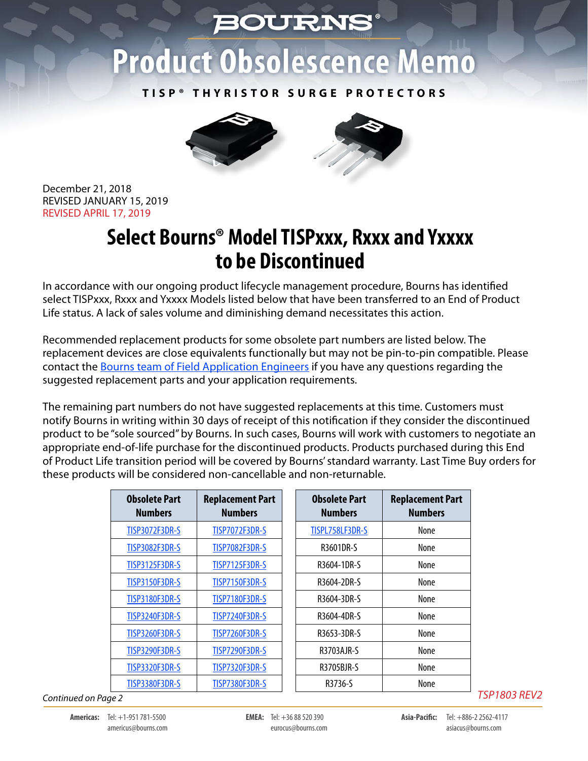# BOURNS®

# Product Obsolescence Memo

**TISP® THYRISTOR SURGE PROTECTORS**

December 21, 2018
REVISED JANUARY 15, 2019
REVISED APRIL 17, 2019

## Select Bourns® Model TISPxxx, Rxxx and Yxxxx to be Discontinued

In accordance with our ongoing product lifecycle management procedure, Bourns has identified select TISPxxx, Rxxx and Yxxxx Models listed below that have been transferred to an End of Product Life status. A lack of sales volume and diminishing demand necessitates this action.

Recommended replacement products for some obsolete part numbers are listed below. The replacement devices are close equivalents functionally but may not be pin-to-pin compatible. Please contact the Bourns team of Field Application Engineers if you have any questions regarding the suggested replacement parts and your application requirements.

The remaining part numbers do not have suggested replacements at this time. Customers must notify Bourns in writing within 30 days of receipt of this notification if they consider the discontinued product to be "sole sourced" by Bourns. In such cases, Bourns will work with customers to negotiate an appropriate end-of-life purchase for the discontinued products. Products purchased during this End of Product Life transition period will be covered by Bourns' standard warranty. Last Time Buy orders for these products will be considered non-cancellable and non-returnable.

| Obsolete Part Numbers | Replacement Part Numbers |
|---|---|
| TISP3072F3DR-S | TISP7072F3DR-S |
| TISP3082F3DR-S | TISP7082F3DR-S |
| TISP3125F3DR-S | TISP7125F3DR-S |
| TISP3150F3DR-S | TISP7150F3DR-S |
| TISP3180F3DR-S | TISP7180F3DR-S |
| TISP3240F3DR-S | TISP7240F3DR-S |
| TISP3260F3DR-S | TISP7260F3DR-S |
| TISP3290F3DR-S | TISP7290F3DR-S |
| TISP3320F3DR-S | TISP7320F3DR-S |
| TISP3380F3DR-S | TISP7380F3DR-S |

| Obsolete Part Numbers | Replacement Part Numbers |
|---|---|
| TISPL758LF3DR-S | None |
| R3601DR-S | None |
| R3604-1DR-S | None |
| R3604-2DR-S | None |
| R3604-3DR-S | None |
| R3604-4DR-S | None |
| R3653-3DR-S | None |
| R3703AJR-S | None |
| R3705BJR-S | None |
| R3736-S | None |

*Continued on Page 2*

*TSP1803 REV2*

**Americas:** Tel: +1-951 781-5500 americus@bourns.com
**EMEA:** Tel: +36 88 520 390 eurocus@bourns.com
**Asia-Pacific:** Tel: +886-2 2562-4117 asiacus@bourns.com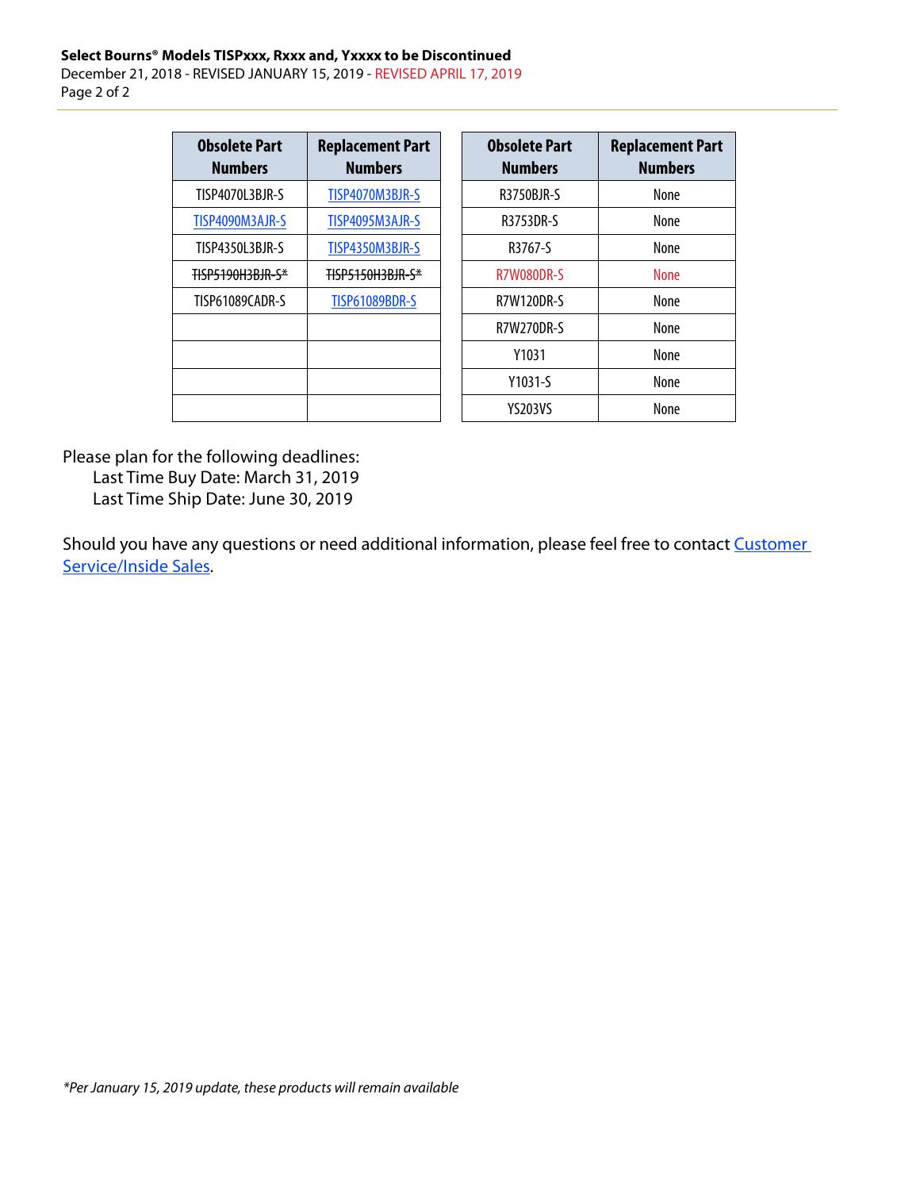| Obsolete Part Numbers | Replacement Part Numbers |
|---|---|
| TISP4070L3BJR-S | TISP4070M3BJR-S |
| TISP4090M3AJR-S | TISP4095M3AJR-S |
| TISP4350L3BJR-S | TISP4350M3BJR-S |
| ~~TISP5190H3BJR-S*~~ | ~~TISP5150H3BJR-S*~~ |
| TISP61089CADR-S | TISP61089BDR-S |
| | |
| | |
| | |
| | |

| Obsolete Part Numbers | Replacement Part Numbers |
|---|---|
| R3750BJR-S | None |
| R3753DR-S | None |
| R3767-S | None |
| R7W080DR-S | None |
| R7W120DR-S | None |
| R7W270DR-S | None |
| Y1031 | None |
| Y1031-S | None |
| YS203VS | None |

Please plan for the following deadlines:

Last Time Buy Date: March 31, 2019

Last Time Ship Date: June 30, 2019

Should you have any questions or need additional information, please feel free to contact Customer Service/Inside Sales.

*\*Per January 15, 2019 update, these products will remain available*